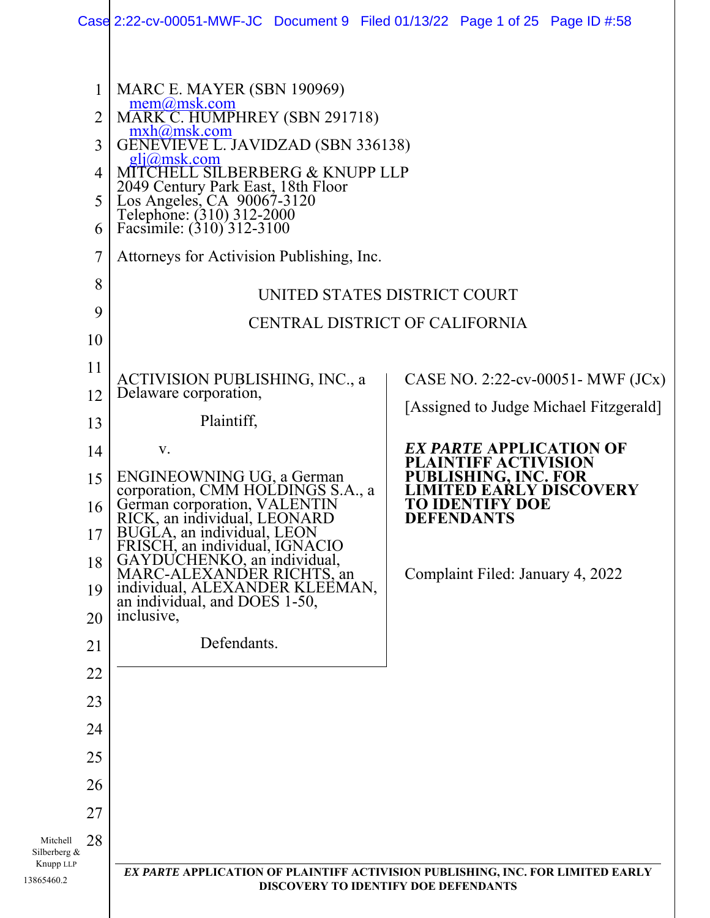MARC E. MAYER (SBN 190969)
mem@msk.com
MARK C. HUMPHREY (SBN 291718)
mxh@msk.com
GENEVIEVE L. JAVIDZAD (SBN 336138)
glj@msk.com
MITCHELL SILBERBERG & KNUPP LLP
2049 Century Park East, 18th Floor
Los Angeles, CA 90067-3120
Telephone: (310) 312-2000
Facsimile: (310) 312-3100

Attorneys for Activision Publishing, Inc.

UNITED STATES DISTRICT COURT

CENTRAL DISTRICT OF CALIFORNIA

ACTIVISION PUBLISHING, INC., a Delaware corporation,

Plaintiff,

v.

ENGINEOWNING UG, a German corporation, CMM HOLDINGS S.A., a German corporation, VALENTIN RICK, an individual, LEONARD BUGLA, an individual, LEON FRISCH, an individual, IGNACIO GAYDUCHENKO, an individual, MARC-ALEXANDER RICHTS, an individual, ALEXANDER KLEEMAN, an individual, and DOES 1-50, inclusive,

Defendants.

CASE NO. 2:22-cv-00051- MWF (JCx)

[Assigned to Judge Michael Fitzgerald]

***EX PARTE* APPLICATION OF PLAINTIFF ACTIVISION PUBLISHING, INC. FOR LIMITED EARLY DISCOVERY TO IDENTIFY DOE DEFENDANTS**

Complaint Filed: January 4, 2022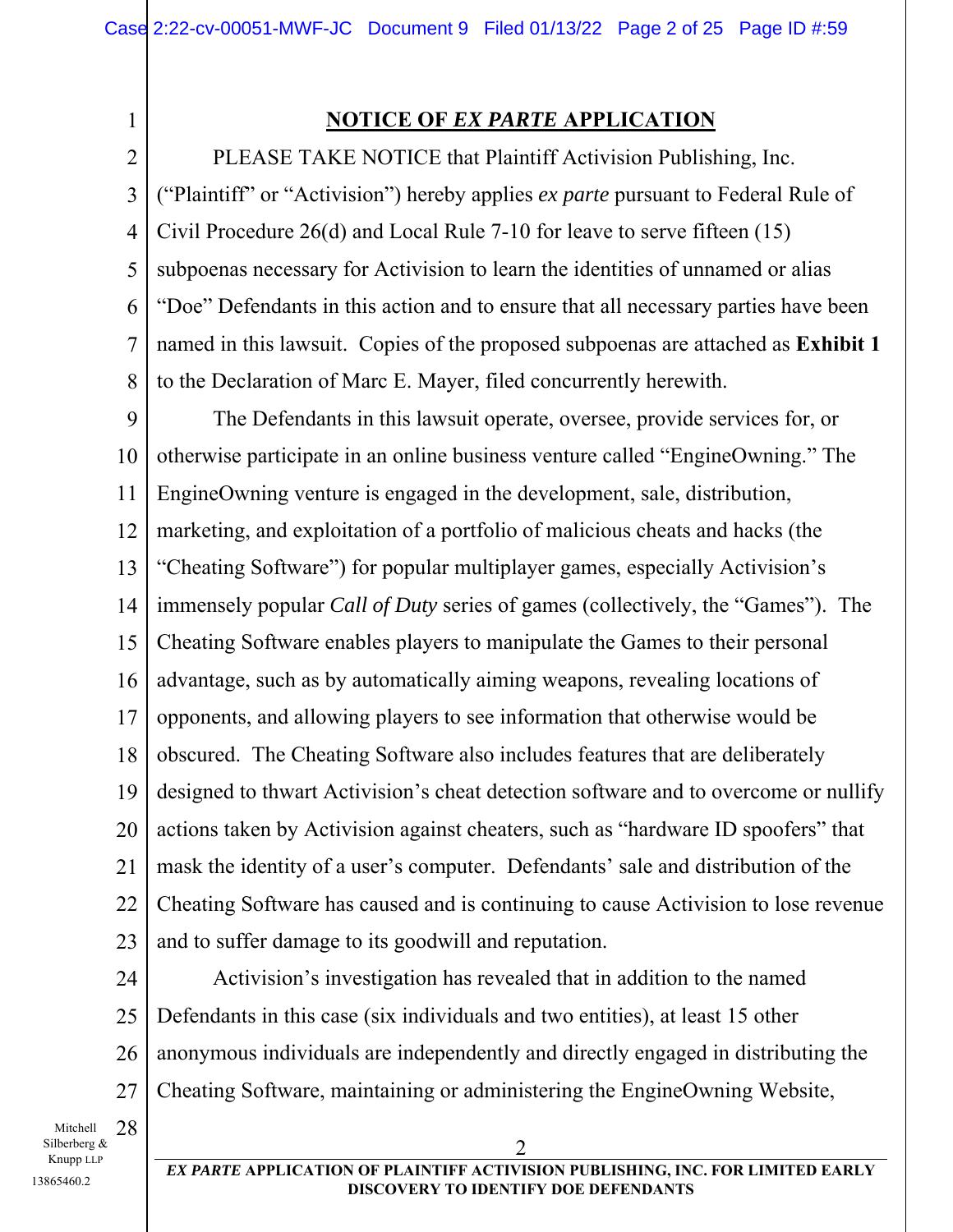## NOTICE OF *EX PARTE* APPLICATION

PLEASE TAKE NOTICE that Plaintiff Activision Publishing, Inc. ("Plaintiff" or "Activision") hereby applies *ex parte* pursuant to Federal Rule of Civil Procedure 26(d) and Local Rule 7-10 for leave to serve fifteen (15) subpoenas necessary for Activision to learn the identities of unnamed or alias "Doe" Defendants in this action and to ensure that all necessary parties have been named in this lawsuit. Copies of the proposed subpoenas are attached as **Exhibit 1** to the Declaration of Marc E. Mayer, filed concurrently herewith.

The Defendants in this lawsuit operate, oversee, provide services for, or otherwise participate in an online business venture called "EngineOwning." The EngineOwning venture is engaged in the development, sale, distribution, marketing, and exploitation of a portfolio of malicious cheats and hacks (the "Cheating Software") for popular multiplayer games, especially Activision's immensely popular *Call of Duty* series of games (collectively, the "Games"). The Cheating Software enables players to manipulate the Games to their personal advantage, such as by automatically aiming weapons, revealing locations of opponents, and allowing players to see information that otherwise would be obscured. The Cheating Software also includes features that are deliberately designed to thwart Activision's cheat detection software and to overcome or nullify actions taken by Activision against cheaters, such as "hardware ID spoofers" that mask the identity of a user's computer. Defendants' sale and distribution of the Cheating Software has caused and is continuing to cause Activision to lose revenue and to suffer damage to its goodwill and reputation.

Activision's investigation has revealed that in addition to the named Defendants in this case (six individuals and two entities), at least 15 other anonymous individuals are independently and directly engaged in distributing the Cheating Software, maintaining or administering the EngineOwning Website,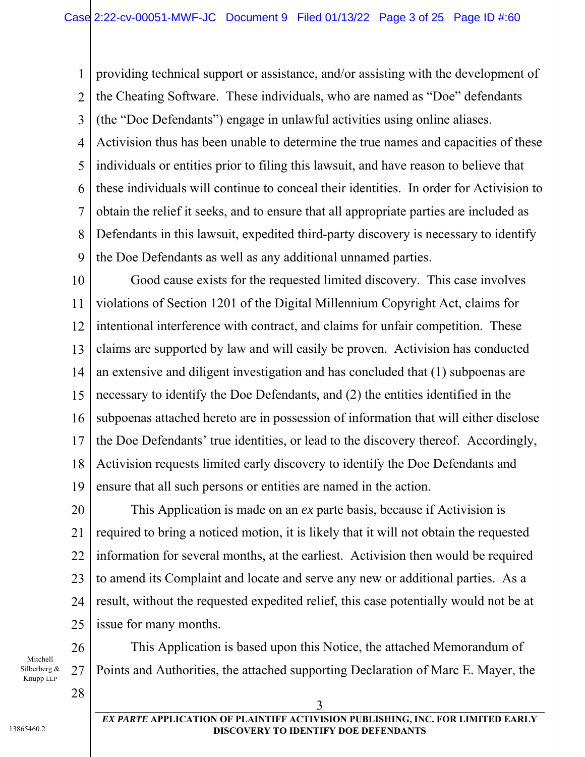providing technical support or assistance, and/or assisting with the development of the Cheating Software. These individuals, who are named as "Doe" defendants (the "Doe Defendants") engage in unlawful activities using online aliases. Activision thus has been unable to determine the true names and capacities of these individuals or entities prior to filing this lawsuit, and have reason to believe that these individuals will continue to conceal their identities. In order for Activision to obtain the relief it seeks, and to ensure that all appropriate parties are included as Defendants in this lawsuit, expedited third-party discovery is necessary to identify the Doe Defendants as well as any additional unnamed parties.

Good cause exists for the requested limited discovery. This case involves violations of Section 1201 of the Digital Millennium Copyright Act, claims for intentional interference with contract, and claims for unfair competition. These claims are supported by law and will easily be proven. Activision has conducted an extensive and diligent investigation and has concluded that (1) subpoenas are necessary to identify the Doe Defendants, and (2) the entities identified in the subpoenas attached hereto are in possession of information that will either disclose the Doe Defendants' true identities, or lead to the discovery thereof. Accordingly, Activision requests limited early discovery to identify the Doe Defendants and ensure that all such persons or entities are named in the action.

This Application is made on an *ex* parte basis, because if Activision is required to bring a noticed motion, it is likely that it will not obtain the requested information for several months, at the earliest. Activision then would be required to amend its Complaint and locate and serve any new or additional parties. As a result, without the requested expedited relief, this case potentially would not be at issue for many months.

This Application is based upon this Notice, the attached Memorandum of Points and Authorities, the attached supporting Declaration of Marc E. Mayer, the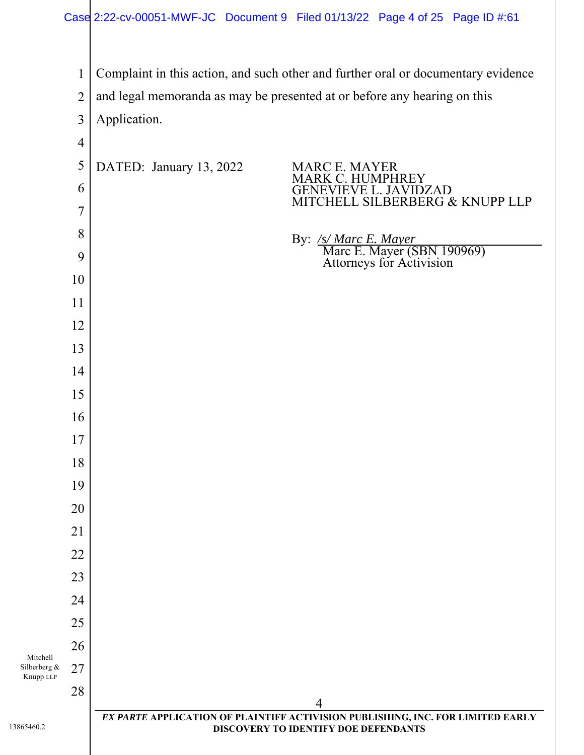Complaint in this action, and such other and further oral or documentary evidence and legal memoranda as may be presented at or before any hearing on this Application.

DATED: January 13, 2022

MARC E. MAYER
MARK C. HUMPHREY
GENEVIEVE L. JAVIDZAD
MITCHELL SILBERBERG & KNUPP LLP

By: */s/ Marc E. Mayer*
Marc E. Mayer (SBN 190969)
Attorneys for Activision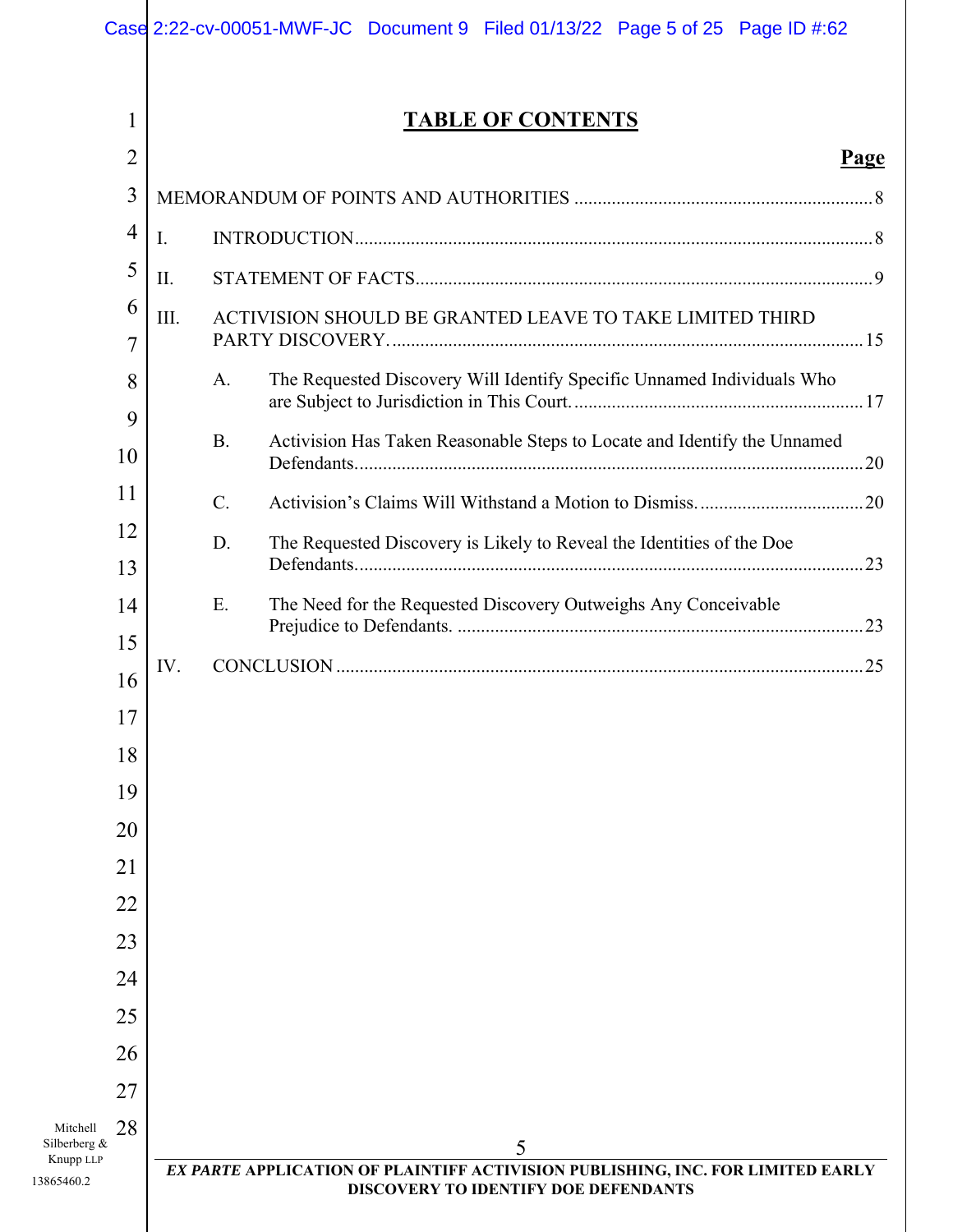# TABLE OF CONTENTS

| | Page |
|---|---|
| MEMORANDUM OF POINTS AND AUTHORITIES | 8 |
| I. INTRODUCTION | 8 |
| II. STATEMENT OF FACTS | 9 |
| III. ACTIVISION SHOULD BE GRANTED LEAVE TO TAKE LIMITED THIRD PARTY DISCOVERY. | 15 |
| A. The Requested Discovery Will Identify Specific Unnamed Individuals Who are Subject to Jurisdiction in This Court. | 17 |
| B. Activision Has Taken Reasonable Steps to Locate and Identify the Unnamed Defendants. | 20 |
| C. Activision's Claims Will Withstand a Motion to Dismiss. | 20 |
| D. The Requested Discovery is Likely to Reveal the Identities of the Doe Defendants. | 23 |
| E. The Need for the Requested Discovery Outweighs Any Conceivable Prejudice to Defendants. | 23 |
| IV. CONCLUSION | 25 |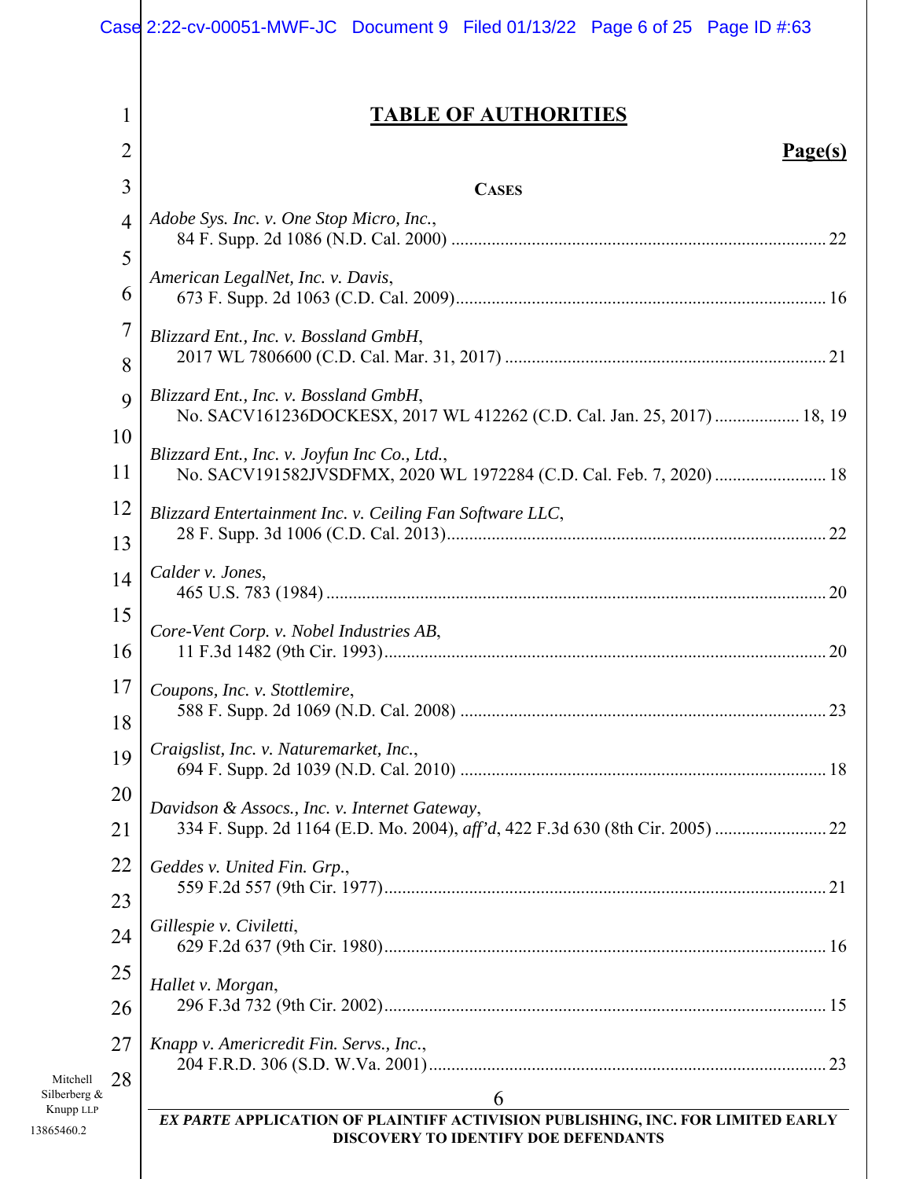# TABLE OF AUTHORITIES

**Page(s)**

**CASES**

*Adobe Sys. Inc. v. One Stop Micro, Inc.*, 84 F. Supp. 2d 1086 (N.D. Cal. 2000) .......... 22

*American LegalNet, Inc. v. Davis*, 673 F. Supp. 2d 1063 (C.D. Cal. 2009) .......... 16

*Blizzard Ent., Inc. v. Bossland GmbH*, 2017 WL 7806600 (C.D. Cal. Mar. 31, 2017) .......... 21

*Blizzard Ent., Inc. v. Bossland GmbH*, No. SACV161236DOCKESX, 2017 WL 412262 (C.D. Cal. Jan. 25, 2017) .......... 18, 19

*Blizzard Ent., Inc. v. Joyfun Inc Co., Ltd.*, No. SACV191582JVSDFMX, 2020 WL 1972284 (C.D. Cal. Feb. 7, 2020) .......... 18

*Blizzard Entertainment Inc. v. Ceiling Fan Software LLC*, 28 F. Supp. 3d 1006 (C.D. Cal. 2013) .......... 22

*Calder v. Jones*, 465 U.S. 783 (1984) .......... 20

*Core-Vent Corp. v. Nobel Industries AB*, 11 F.3d 1482 (9th Cir. 1993) .......... 20

*Coupons, Inc. v. Stottlemire*, 588 F. Supp. 2d 1069 (N.D. Cal. 2008) .......... 23

*Craigslist, Inc. v. Naturemarket, Inc.*, 694 F. Supp. 2d 1039 (N.D. Cal. 2010) .......... 18

*Davidson & Assocs., Inc. v. Internet Gateway*, 334 F. Supp. 2d 1164 (E.D. Mo. 2004), *aff'd*, 422 F.3d 630 (8th Cir. 2005) .......... 22

*Geddes v. United Fin. Grp.*, 559 F.2d 557 (9th Cir. 1977) .......... 21

*Gillespie v. Civiletti*, 629 F.2d 637 (9th Cir. 1980) .......... 16

*Hallet v. Morgan*, 296 F.3d 732 (9th Cir. 2002) .......... 15

*Knapp v. Americredit Fin. Servs., Inc.*, 204 F.R.D. 306 (S.D. W.Va. 2001) .......... 23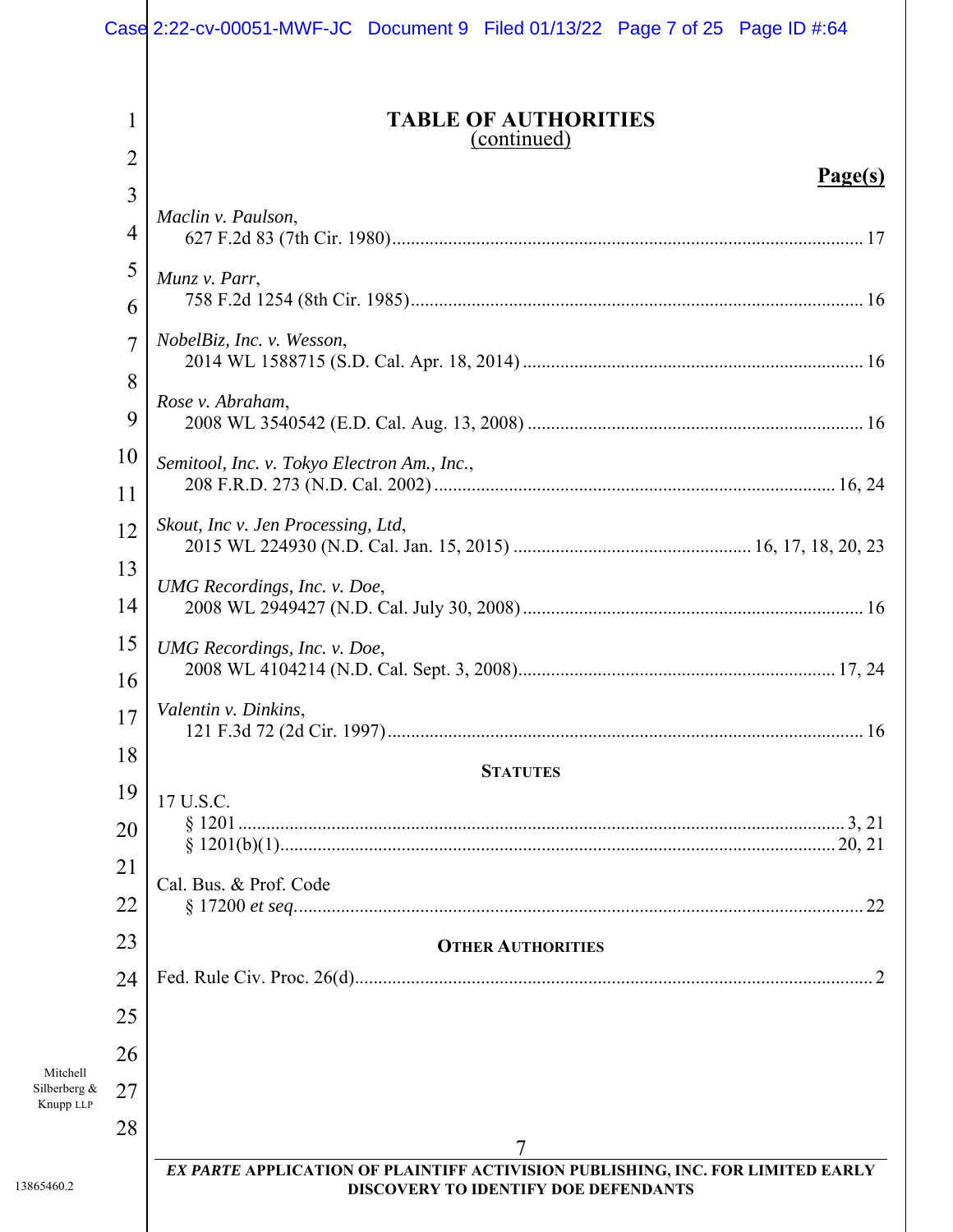# TABLE OF AUTHORITIES
(continued)

**Page(s)**

*Maclin v. Paulson*,
627 F.2d 83 (7th Cir. 1980) .......... 17

*Munz v. Parr*,
758 F.2d 1254 (8th Cir. 1985) .......... 16

*NobelBiz, Inc. v. Wesson*,
2014 WL 1588715 (S.D. Cal. Apr. 18, 2014) .......... 16

*Rose v. Abraham*,
2008 WL 3540542 (E.D. Cal. Aug. 13, 2008) .......... 16

*Semitool, Inc. v. Tokyo Electron Am., Inc.*,
208 F.R.D. 273 (N.D. Cal. 2002) .......... 16, 24

*Skout, Inc v. Jen Processing, Ltd*,
2015 WL 224930 (N.D. Cal. Jan. 15, 2015) .......... 16, 17, 18, 20, 23

*UMG Recordings, Inc. v. Doe*,
2008 WL 2949427 (N.D. Cal. July 30, 2008) .......... 16

*UMG Recordings, Inc. v. Doe*,
2008 WL 4104214 (N.D. Cal. Sept. 3, 2008) .......... 17, 24

*Valentin v. Dinkins*,
121 F.3d 72 (2d Cir. 1997) .......... 16

## STATUTES

17 U.S.C.
§ 1201 .......... 3, 21
§ 1201(b)(1) .......... 20, 21

Cal. Bus. & Prof. Code
§ 17200 *et seq*. .......... 22

## OTHER AUTHORITIES

Fed. Rule Civ. Proc. 26(d) .......... 2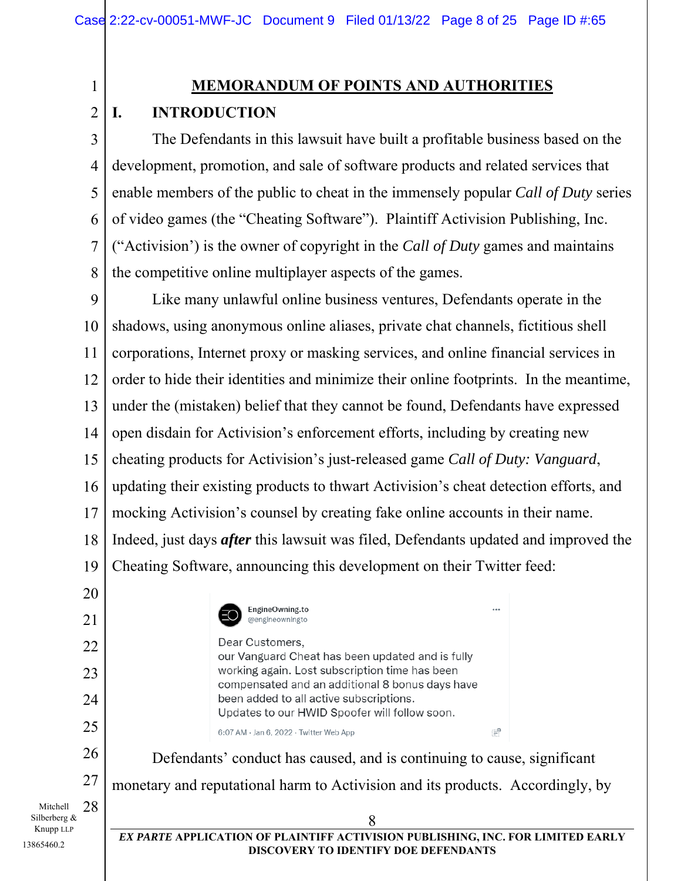## MEMORANDUM OF POINTS AND AUTHORITIES

### I. INTRODUCTION

The Defendants in this lawsuit have built a profitable business based on the development, promotion, and sale of software products and related services that enable members of the public to cheat in the immensely popular *Call of Duty* series of video games (the "Cheating Software"). Plaintiff Activision Publishing, Inc. ("Activision') is the owner of copyright in the *Call of Duty* games and maintains the competitive online multiplayer aspects of the games.

Like many unlawful online business ventures, Defendants operate in the shadows, using anonymous online aliases, private chat channels, fictitious shell corporations, Internet proxy or masking services, and online financial services in order to hide their identities and minimize their online footprints. In the meantime, under the (mistaken) belief that they cannot be found, Defendants have expressed open disdain for Activision's enforcement efforts, including by creating new cheating products for Activision's just-released game *Call of Duty: Vanguard*, updating their existing products to thwart Activision's cheat detection efforts, and mocking Activision's counsel by creating fake online accounts in their name. Indeed, just days ***after*** this lawsuit was filed, Defendants updated and improved the Cheating Software, announcing this development on their Twitter feed:

> EngineOwning.to
> @engineowningto
>
> Dear Customers,
> our Vanguard Cheat has been updated and is fully working again. Lost subscription time has been compensated and an additional 8 bonus days have been added to all active subscriptions.
> Updates to our HWID Spoofer will follow soon.
>
> 6:07 AM · Jan 6, 2022 · Twitter Web App

Defendants' conduct has caused, and is continuing to cause, significant monetary and reputational harm to Activision and its products. Accordingly, by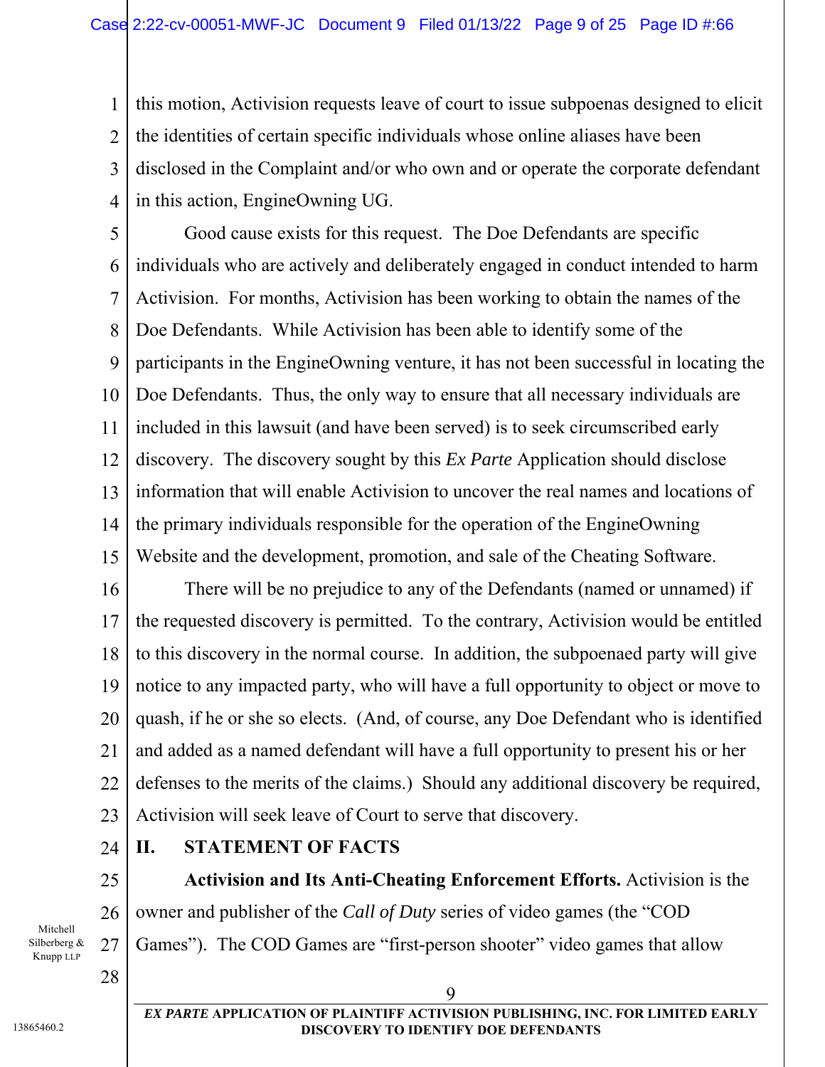this motion, Activision requests leave of court to issue subpoenas designed to elicit the identities of certain specific individuals whose online aliases have been disclosed in the Complaint and/or who own and or operate the corporate defendant in this action, EngineOwning UG.

Good cause exists for this request. The Doe Defendants are specific individuals who are actively and deliberately engaged in conduct intended to harm Activision. For months, Activision has been working to obtain the names of the Doe Defendants. While Activision has been able to identify some of the participants in the EngineOwning venture, it has not been successful in locating the Doe Defendants. Thus, the only way to ensure that all necessary individuals are included in this lawsuit (and have been served) is to seek circumscribed early discovery. The discovery sought by this *Ex Parte* Application should disclose information that will enable Activision to uncover the real names and locations of the primary individuals responsible for the operation of the EngineOwning Website and the development, promotion, and sale of the Cheating Software.

There will be no prejudice to any of the Defendants (named or unnamed) if the requested discovery is permitted. To the contrary, Activision would be entitled to this discovery in the normal course. In addition, the subpoenaed party will give notice to any impacted party, who will have a full opportunity to object or move to quash, if he or she so elects. (And, of course, any Doe Defendant who is identified and added as a named defendant will have a full opportunity to present his or her defenses to the merits of the claims.) Should any additional discovery be required, Activision will seek leave of Court to serve that discovery.

## II. STATEMENT OF FACTS

**Activision and Its Anti-Cheating Enforcement Efforts.** Activision is the owner and publisher of the *Call of Duty* series of video games (the "COD Games"). The COD Games are "first-person shooter" video games that allow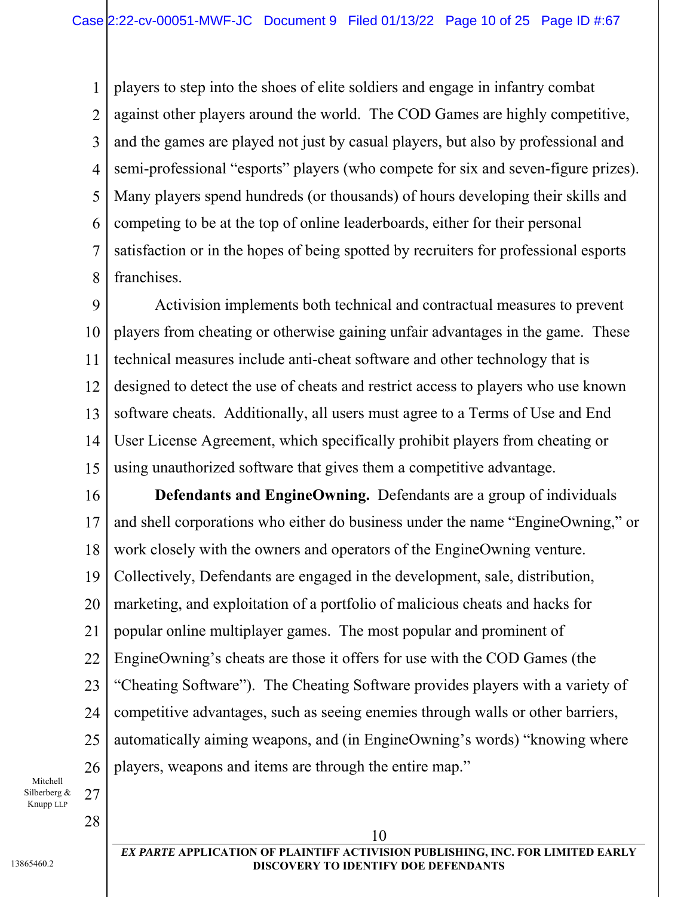players to step into the shoes of elite soldiers and engage in infantry combat against other players around the world. The COD Games are highly competitive, and the games are played not just by casual players, but also by professional and semi-professional "esports" players (who compete for six and seven-figure prizes). Many players spend hundreds (or thousands) of hours developing their skills and competing to be at the top of online leaderboards, either for their personal satisfaction or in the hopes of being spotted by recruiters for professional esports franchises.

Activision implements both technical and contractual measures to prevent players from cheating or otherwise gaining unfair advantages in the game. These technical measures include anti-cheat software and other technology that is designed to detect the use of cheats and restrict access to players who use known software cheats. Additionally, all users must agree to a Terms of Use and End User License Agreement, which specifically prohibit players from cheating or using unauthorized software that gives them a competitive advantage.

**Defendants and EngineOwning.** Defendants are a group of individuals and shell corporations who either do business under the name "EngineOwning," or work closely with the owners and operators of the EngineOwning venture. Collectively, Defendants are engaged in the development, sale, distribution, marketing, and exploitation of a portfolio of malicious cheats and hacks for popular online multiplayer games. The most popular and prominent of EngineOwning's cheats are those it offers for use with the COD Games (the "Cheating Software"). The Cheating Software provides players with a variety of competitive advantages, such as seeing enemies through walls or other barriers, automatically aiming weapons, and (in EngineOwning's words) "knowing where players, weapons and items are through the entire map."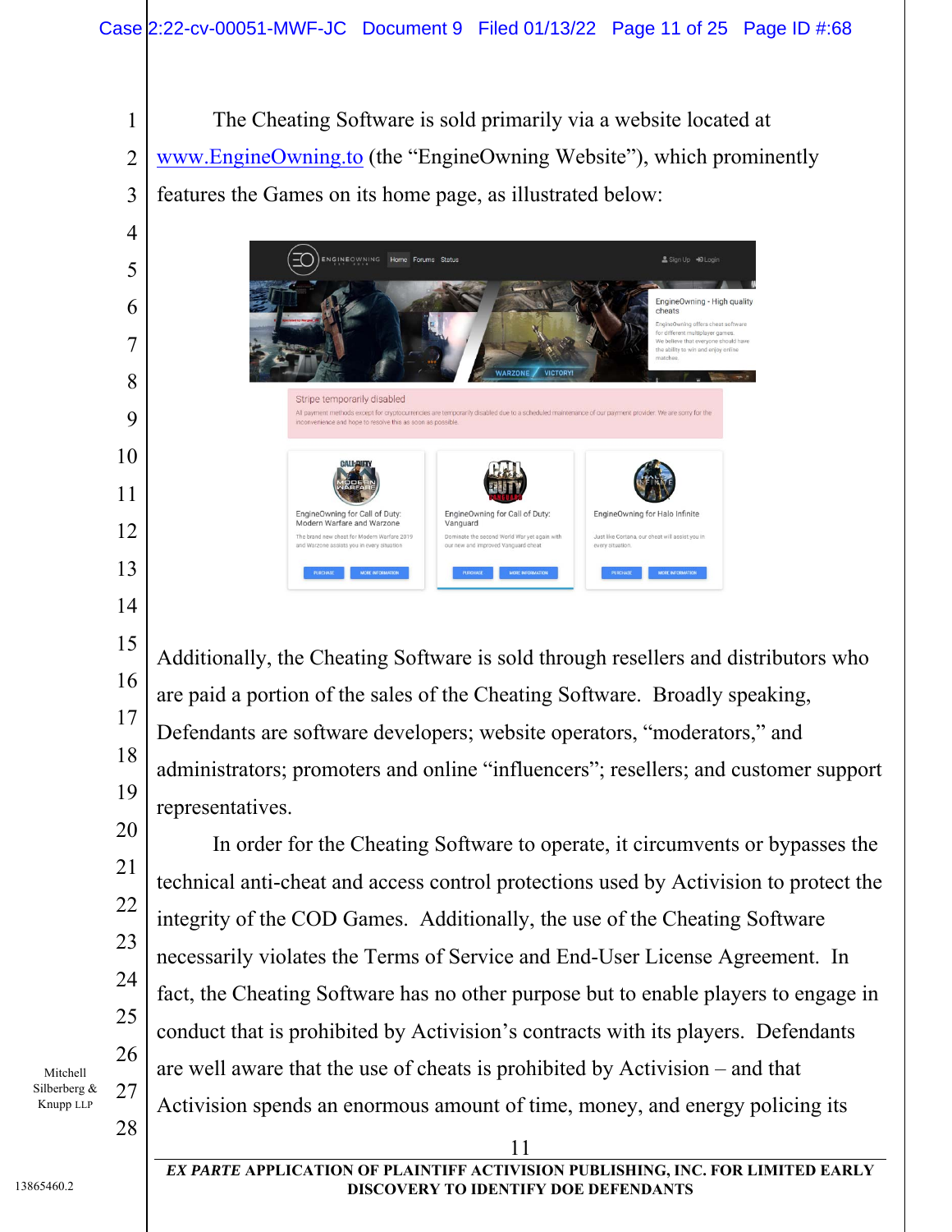The Cheating Software is sold primarily via a website located at www.EngineOwning.to (the "EngineOwning Website"), which prominently features the Games on its home page, as illustrated below:

Additionally, the Cheating Software is sold through resellers and distributors who are paid a portion of the sales of the Cheating Software. Broadly speaking, Defendants are software developers; website operators, "moderators," and administrators; promoters and online "influencers"; resellers; and customer support representatives.

In order for the Cheating Software to operate, it circumvents or bypasses the technical anti-cheat and access control protections used by Activision to protect the integrity of the COD Games. Additionally, the use of the Cheating Software necessarily violates the Terms of Service and End-User License Agreement. In fact, the Cheating Software has no other purpose but to enable players to engage in conduct that is prohibited by Activision's contracts with its players. Defendants are well aware that the use of cheats is prohibited by Activision – and that Activision spends an enormous amount of time, money, and energy policing its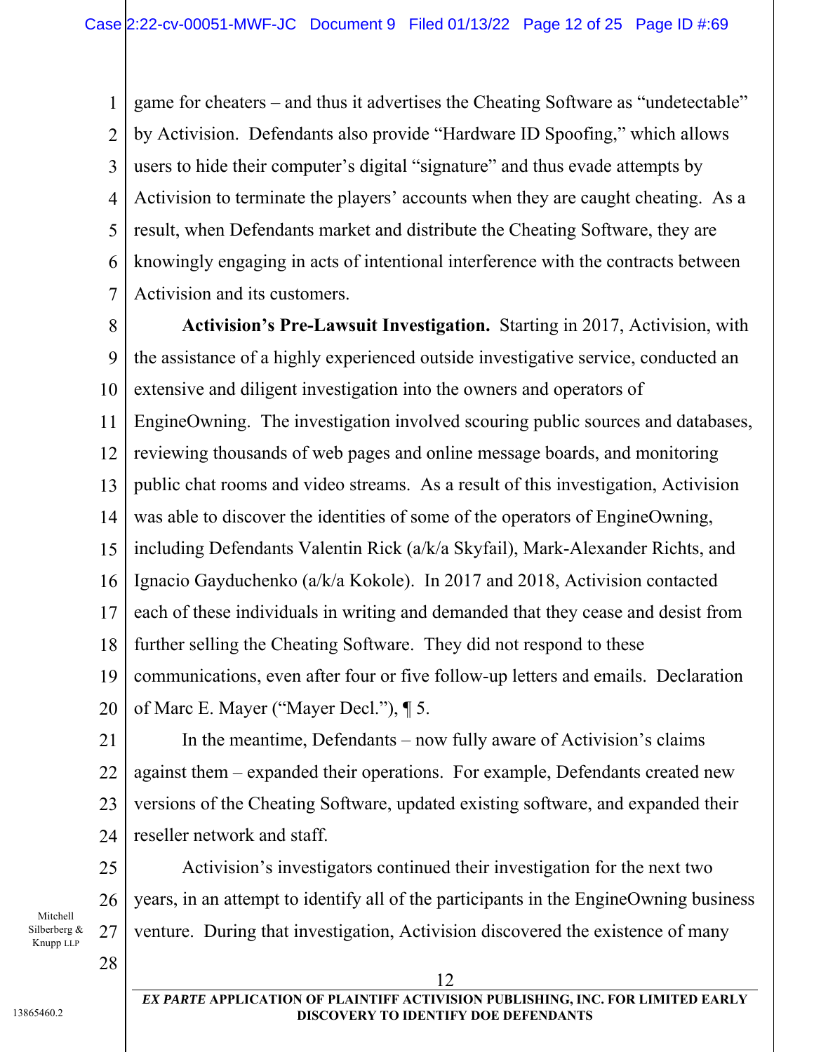game for cheaters – and thus it advertises the Cheating Software as "undetectable" by Activision. Defendants also provide "Hardware ID Spoofing," which allows users to hide their computer's digital "signature" and thus evade attempts by Activision to terminate the players' accounts when they are caught cheating. As a result, when Defendants market and distribute the Cheating Software, they are knowingly engaging in acts of intentional interference with the contracts between Activision and its customers.

**Activision's Pre-Lawsuit Investigation.** Starting in 2017, Activision, with the assistance of a highly experienced outside investigative service, conducted an extensive and diligent investigation into the owners and operators of EngineOwning. The investigation involved scouring public sources and databases, reviewing thousands of web pages and online message boards, and monitoring public chat rooms and video streams. As a result of this investigation, Activision was able to discover the identities of some of the operators of EngineOwning, including Defendants Valentin Rick (a/k/a Skyfail), Mark-Alexander Richts, and Ignacio Gayduchenko (a/k/a Kokole). In 2017 and 2018, Activision contacted each of these individuals in writing and demanded that they cease and desist from further selling the Cheating Software. They did not respond to these communications, even after four or five follow-up letters and emails. Declaration of Marc E. Mayer ("Mayer Decl."), ¶ 5.

In the meantime, Defendants – now fully aware of Activision's claims against them – expanded their operations. For example, Defendants created new versions of the Cheating Software, updated existing software, and expanded their reseller network and staff.

Activision's investigators continued their investigation for the next two years, in an attempt to identify all of the participants in the EngineOwning business venture. During that investigation, Activision discovered the existence of many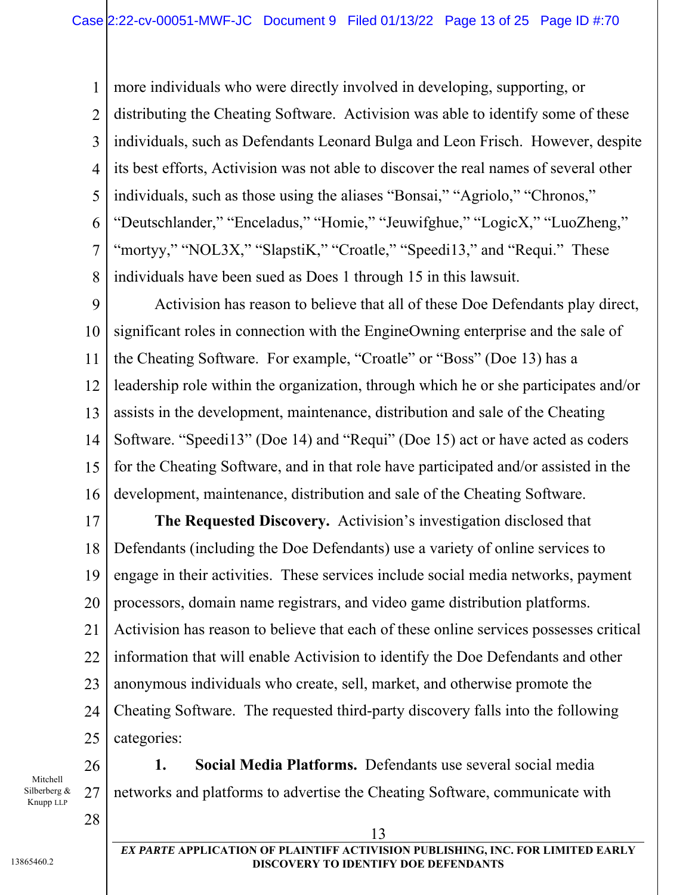more individuals who were directly involved in developing, supporting, or distributing the Cheating Software. Activision was able to identify some of these individuals, such as Defendants Leonard Bulga and Leon Frisch. However, despite its best efforts, Activision was not able to discover the real names of several other individuals, such as those using the aliases “Bonsai,” “Agriolo,” “Chronos,” “Deutschlander,” “Enceladus,” “Homie,” “Jeuwifghue,” “LogicX,” “LuoZheng,” “mortyy,” “NOL3X,” “SlapstiK,” “Croatle,” “Speedi13,” and “Requi.” These individuals have been sued as Does 1 through 15 in this lawsuit.

Activision has reason to believe that all of these Doe Defendants play direct, significant roles in connection with the EngineOwning enterprise and the sale of the Cheating Software. For example, “Croatle” or “Boss” (Doe 13) has a leadership role within the organization, through which he or she participates and/or assists in the development, maintenance, distribution and sale of the Cheating Software. “Speedi13” (Doe 14) and “Requi” (Doe 15) act or have acted as coders for the Cheating Software, and in that role have participated and/or assisted in the development, maintenance, distribution and sale of the Cheating Software.

**The Requested Discovery.** Activision’s investigation disclosed that Defendants (including the Doe Defendants) use a variety of online services to engage in their activities. These services include social media networks, payment processors, domain name registrars, and video game distribution platforms. Activision has reason to believe that each of these online services possesses critical information that will enable Activision to identify the Doe Defendants and other anonymous individuals who create, sell, market, and otherwise promote the Cheating Software. The requested third-party discovery falls into the following categories:

**1. Social Media Platforms.** Defendants use several social media networks and platforms to advertise the Cheating Software, communicate with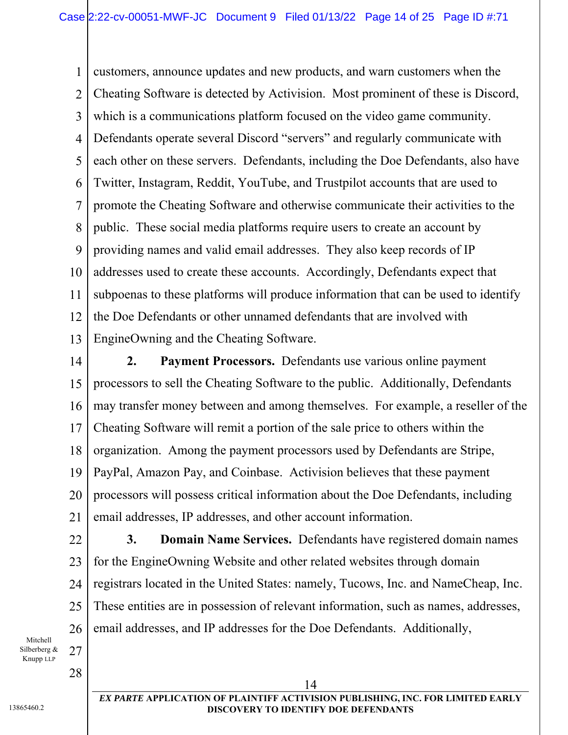customers, announce updates and new products, and warn customers when the Cheating Software is detected by Activision. Most prominent of these is Discord, which is a communications platform focused on the video game community. Defendants operate several Discord "servers" and regularly communicate with each other on these servers. Defendants, including the Doe Defendants, also have Twitter, Instagram, Reddit, YouTube, and Trustpilot accounts that are used to promote the Cheating Software and otherwise communicate their activities to the public. These social media platforms require users to create an account by providing names and valid email addresses. They also keep records of IP addresses used to create these accounts. Accordingly, Defendants expect that subpoenas to these platforms will produce information that can be used to identify the Doe Defendants or other unnamed defendants that are involved with EngineOwning and the Cheating Software.

**2. Payment Processors.** Defendants use various online payment processors to sell the Cheating Software to the public. Additionally, Defendants may transfer money between and among themselves. For example, a reseller of the Cheating Software will remit a portion of the sale price to others within the organization. Among the payment processors used by Defendants are Stripe, PayPal, Amazon Pay, and Coinbase. Activision believes that these payment processors will possess critical information about the Doe Defendants, including email addresses, IP addresses, and other account information.

**3. Domain Name Services.** Defendants have registered domain names for the EngineOwning Website and other related websites through domain registrars located in the United States: namely, Tucows, Inc. and NameCheap, Inc. These entities are in possession of relevant information, such as names, addresses, email addresses, and IP addresses for the Doe Defendants. Additionally,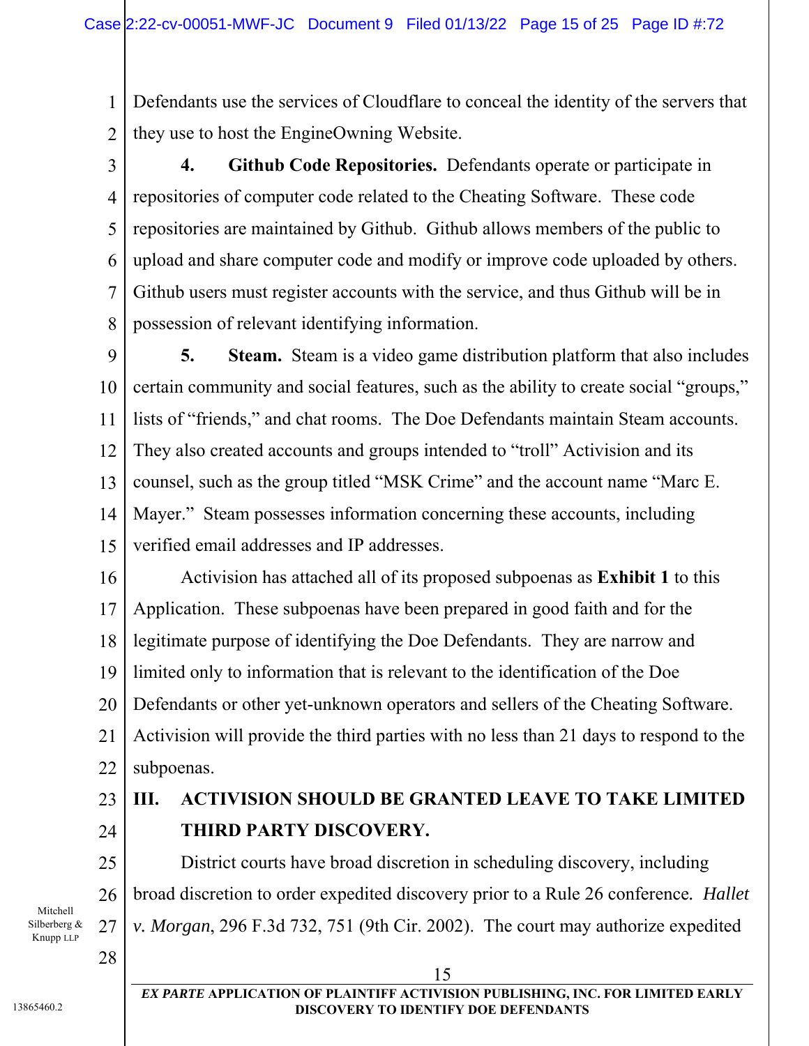Defendants use the services of Cloudflare to conceal the identity of the servers that they use to host the EngineOwning Website.

**4. Github Code Repositories.** Defendants operate or participate in repositories of computer code related to the Cheating Software. These code repositories are maintained by Github. Github allows members of the public to upload and share computer code and modify or improve code uploaded by others. Github users must register accounts with the service, and thus Github will be in possession of relevant identifying information.

**5. Steam.** Steam is a video game distribution platform that also includes certain community and social features, such as the ability to create social "groups," lists of "friends," and chat rooms. The Doe Defendants maintain Steam accounts. They also created accounts and groups intended to "troll" Activision and its counsel, such as the group titled "MSK Crime" and the account name "Marc E. Mayer." Steam possesses information concerning these accounts, including verified email addresses and IP addresses.

Activision has attached all of its proposed subpoenas as **Exhibit 1** to this Application. These subpoenas have been prepared in good faith and for the legitimate purpose of identifying the Doe Defendants. They are narrow and limited only to information that is relevant to the identification of the Doe Defendants or other yet-unknown operators and sellers of the Cheating Software. Activision will provide the third parties with no less than 21 days to respond to the subpoenas.

## III. ACTIVISION SHOULD BE GRANTED LEAVE TO TAKE LIMITED THIRD PARTY DISCOVERY.

District courts have broad discretion in scheduling discovery, including broad discretion to order expedited discovery prior to a Rule 26 conference. *Hallet v. Morgan*, 296 F.3d 732, 751 (9th Cir. 2002). The court may authorize expedited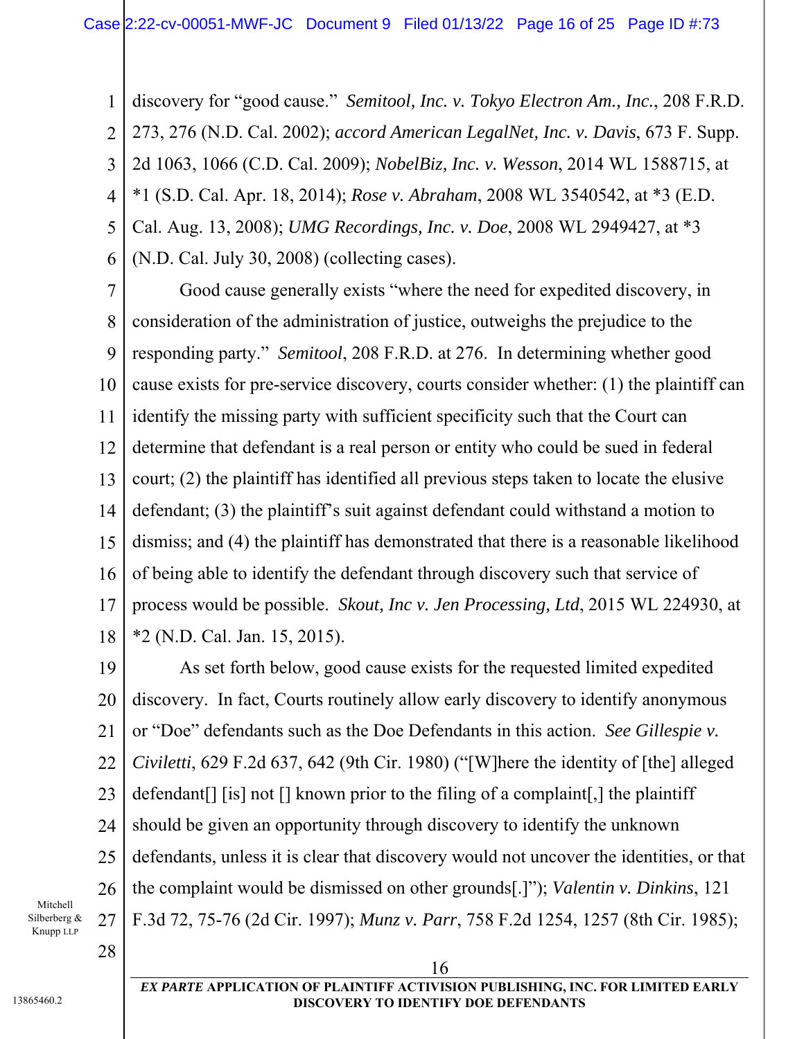discovery for "good cause." *Semitool, Inc. v. Tokyo Electron Am., Inc.*, 208 F.R.D. 273, 276 (N.D. Cal. 2002); *accord American LegalNet, Inc. v. Davis*, 673 F. Supp. 2d 1063, 1066 (C.D. Cal. 2009); *NobelBiz, Inc. v. Wesson*, 2014 WL 1588715, at *1 (S.D. Cal. Apr. 18, 2014); *Rose v. Abraham*, 2008 WL 3540542, at *3 (E.D. Cal. Aug. 13, 2008); *UMG Recordings, Inc. v. Doe*, 2008 WL 2949427, at *3 (N.D. Cal. July 30, 2008) (collecting cases).

Good cause generally exists "where the need for expedited discovery, in consideration of the administration of justice, outweighs the prejudice to the responding party." *Semitool*, 208 F.R.D. at 276. In determining whether good cause exists for pre-service discovery, courts consider whether: (1) the plaintiff can identify the missing party with sufficient specificity such that the Court can determine that defendant is a real person or entity who could be sued in federal court; (2) the plaintiff has identified all previous steps taken to locate the elusive defendant; (3) the plaintiff's suit against defendant could withstand a motion to dismiss; and (4) the plaintiff has demonstrated that there is a reasonable likelihood of being able to identify the defendant through discovery such that service of process would be possible. *Skout, Inc v. Jen Processing, Ltd*, 2015 WL 224930, at *2 (N.D. Cal. Jan. 15, 2015).

As set forth below, good cause exists for the requested limited expedited discovery. In fact, Courts routinely allow early discovery to identify anonymous or "Doe" defendants such as the Doe Defendants in this action. *See Gillespie v. Civiletti*, 629 F.2d 637, 642 (9th Cir. 1980) ("[W]here the identity of [the] alleged defendant[] [is] not [] known prior to the filing of a complaint[,] the plaintiff should be given an opportunity through discovery to identify the unknown defendants, unless it is clear that discovery would not uncover the identities, or that the complaint would be dismissed on other grounds[.]"); *Valentin v. Dinkins*, 121 F.3d 72, 75-76 (2d Cir. 1997); *Munz v. Parr*, 758 F.2d 1254, 1257 (8th Cir. 1985);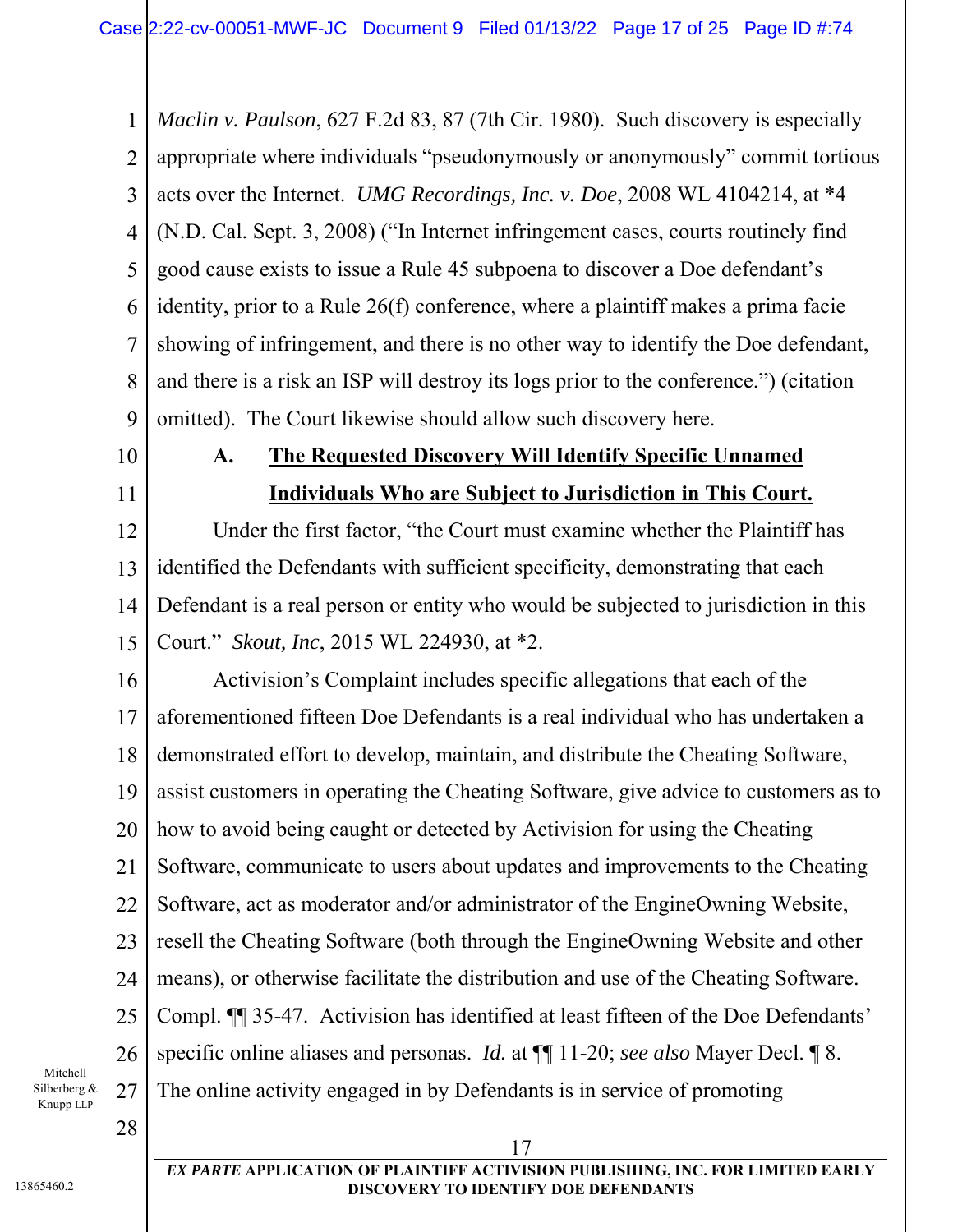*Maclin v. Paulson*, 627 F.2d 83, 87 (7th Cir. 1980). Such discovery is especially appropriate where individuals "pseudonymously or anonymously" commit tortious acts over the Internet. *UMG Recordings, Inc. v. Doe*, 2008 WL 4104214, at *4 (N.D. Cal. Sept. 3, 2008) ("In Internet infringement cases, courts routinely find good cause exists to issue a Rule 45 subpoena to discover a Doe defendant's identity, prior to a Rule 26(f) conference, where a plaintiff makes a prima facie showing of infringement, and there is no other way to identify the Doe defendant, and there is a risk an ISP will destroy its logs prior to the conference.") (citation omitted). The Court likewise should allow such discovery here.

### A. **<u>The Requested Discovery Will Identify Specific Unnamed Individuals Who are Subject to Jurisdiction in This Court.</u>**

Under the first factor, "the Court must examine whether the Plaintiff has identified the Defendants with sufficient specificity, demonstrating that each Defendant is a real person or entity who would be subjected to jurisdiction in this Court." *Skout, Inc*, 2015 WL 224930, at *2.

Activision's Complaint includes specific allegations that each of the aforementioned fifteen Doe Defendants is a real individual who has undertaken a demonstrated effort to develop, maintain, and distribute the Cheating Software, assist customers in operating the Cheating Software, give advice to customers as to how to avoid being caught or detected by Activision for using the Cheating Software, communicate to users about updates and improvements to the Cheating Software, act as moderator and/or administrator of the EngineOwning Website, resell the Cheating Software (both through the EngineOwning Website and other means), or otherwise facilitate the distribution and use of the Cheating Software. Compl. ¶¶ 35-47. Activision has identified at least fifteen of the Doe Defendants' specific online aliases and personas. *Id.* at ¶¶ 11-20; *see also* Mayer Decl. ¶ 8. The online activity engaged in by Defendants is in service of promoting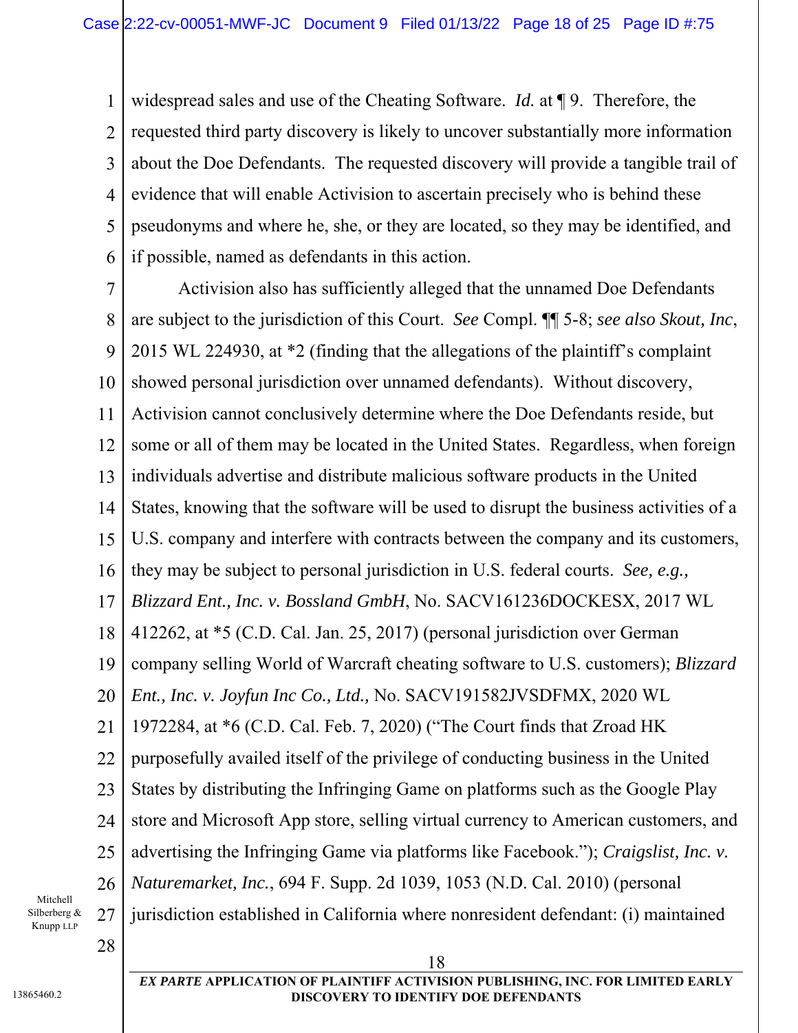widespread sales and use of the Cheating Software. *Id.* at ¶ 9. Therefore, the requested third party discovery is likely to uncover substantially more information about the Doe Defendants. The requested discovery will provide a tangible trail of evidence that will enable Activision to ascertain precisely who is behind these pseudonyms and where he, she, or they are located, so they may be identified, and if possible, named as defendants in this action.

Activision also has sufficiently alleged that the unnamed Doe Defendants are subject to the jurisdiction of this Court. *See* Compl. ¶¶ 5-8; *see also Skout, Inc*, 2015 WL 224930, at *2 (finding that the allegations of the plaintiff's complaint showed personal jurisdiction over unnamed defendants). Without discovery, Activision cannot conclusively determine where the Doe Defendants reside, but some or all of them may be located in the United States. Regardless, when foreign individuals advertise and distribute malicious software products in the United States, knowing that the software will be used to disrupt the business activities of a U.S. company and interfere with contracts between the company and its customers, they may be subject to personal jurisdiction in U.S. federal courts. *See, e.g., Blizzard Ent., Inc. v. Bossland GmbH*, No. SACV161236DOCKESX, 2017 WL 412262, at *5 (C.D. Cal. Jan. 25, 2017) (personal jurisdiction over German company selling World of Warcraft cheating software to U.S. customers); *Blizzard Ent., Inc. v. Joyfun Inc Co., Ltd.,* No. SACV191582JVSDFMX, 2020 WL 1972284, at *6 (C.D. Cal. Feb. 7, 2020) ("The Court finds that Zroad HK purposefully availed itself of the privilege of conducting business in the United States by distributing the Infringing Game on platforms such as the Google Play store and Microsoft App store, selling virtual currency to American customers, and advertising the Infringing Game via platforms like Facebook."); *Craigslist, Inc. v. Naturemarket, Inc.*, 694 F. Supp. 2d 1039, 1053 (N.D. Cal. 2010) (personal jurisdiction established in California where nonresident defendant: (i) maintained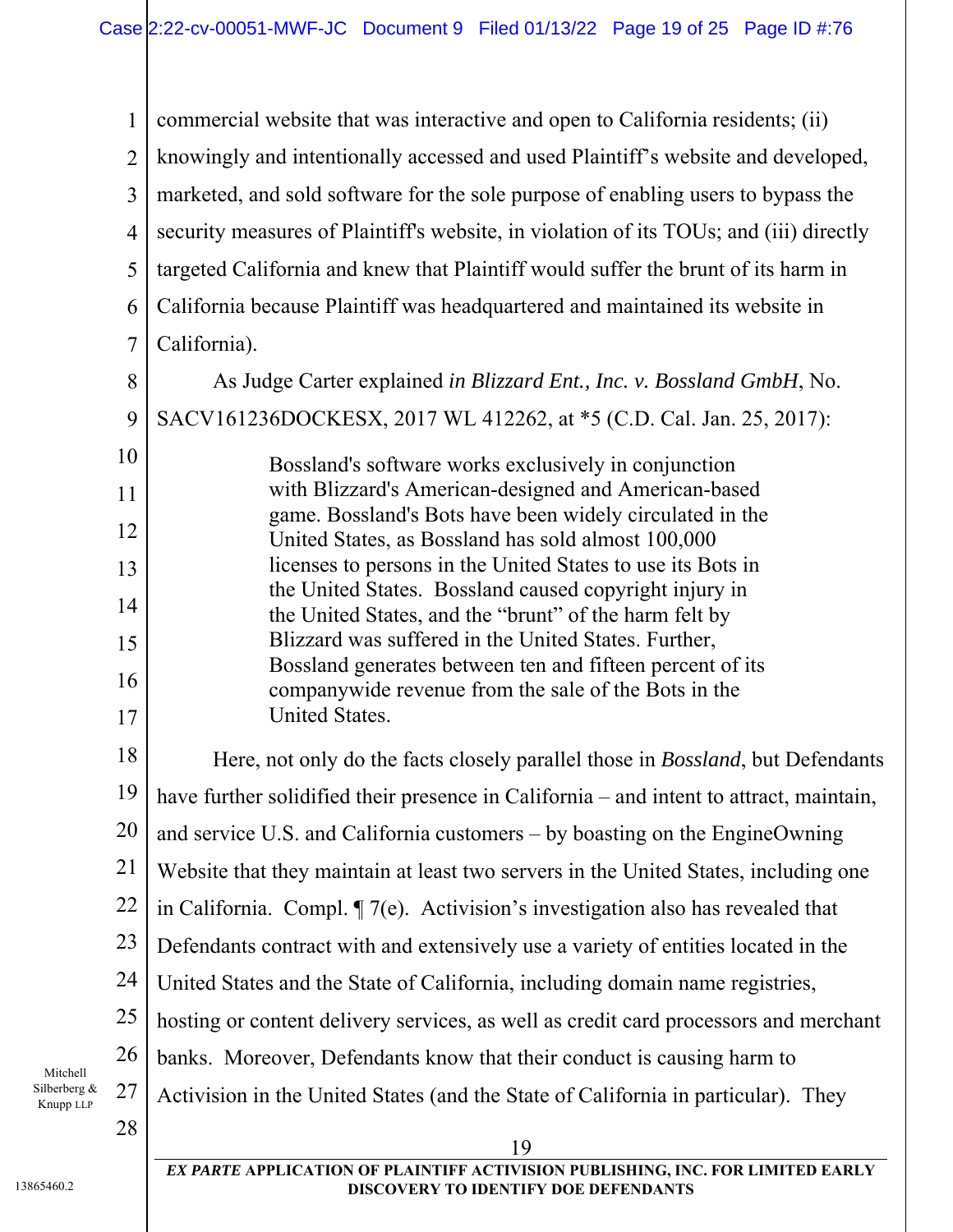commercial website that was interactive and open to California residents; (ii) knowingly and intentionally accessed and used Plaintiff's website and developed, marketed, and sold software for the sole purpose of enabling users to bypass the security measures of Plaintiff's website, in violation of its TOUs; and (iii) directly targeted California and knew that Plaintiff would suffer the brunt of its harm in California because Plaintiff was headquartered and maintained its website in California).

As Judge Carter explained *in Blizzard Ent., Inc. v. Bossland GmbH*, No. SACV161236DOCKESX, 2017 WL 412262, at *5 (C.D. Cal. Jan. 25, 2017):

> Bossland's software works exclusively in conjunction with Blizzard's American-designed and American-based game. Bossland's Bots have been widely circulated in the United States, as Bossland has sold almost 100,000 licenses to persons in the United States to use its Bots in the United States. Bossland caused copyright injury in the United States, and the "brunt" of the harm felt by Blizzard was suffered in the United States. Further, Bossland generates between ten and fifteen percent of its companywide revenue from the sale of the Bots in the United States.

Here, not only do the facts closely parallel those in *Bossland*, but Defendants have further solidified their presence in California – and intent to attract, maintain, and service U.S. and California customers – by boasting on the EngineOwning Website that they maintain at least two servers in the United States, including one in California. Compl. ¶ 7(e). Activision's investigation also has revealed that Defendants contract with and extensively use a variety of entities located in the United States and the State of California, including domain name registries, hosting or content delivery services, as well as credit card processors and merchant banks. Moreover, Defendants know that their conduct is causing harm to Activision in the United States (and the State of California in particular). They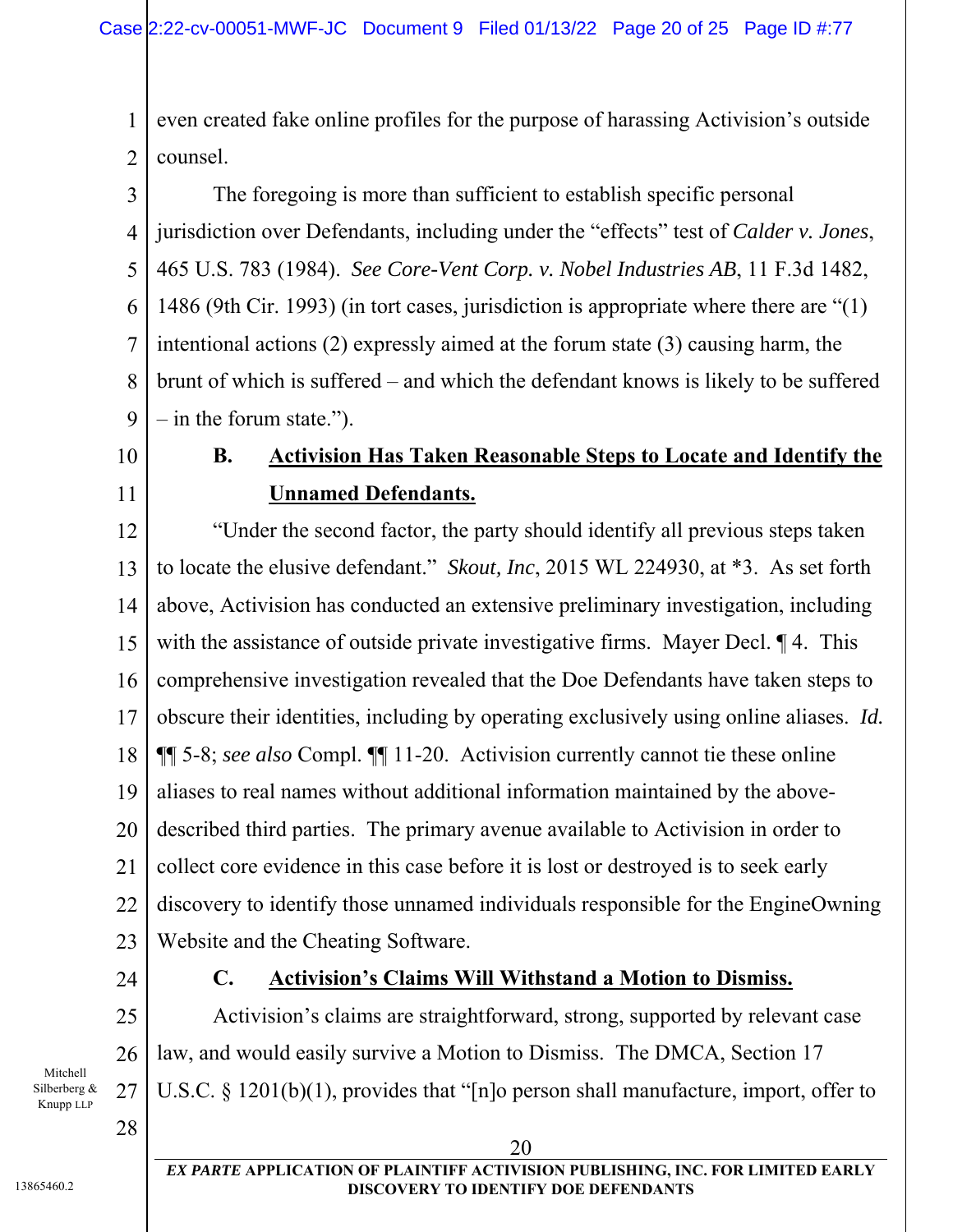even created fake online profiles for the purpose of harassing Activision's outside counsel.

The foregoing is more than sufficient to establish specific personal jurisdiction over Defendants, including under the "effects" test of *Calder v. Jones*, 465 U.S. 783 (1984). *See Core-Vent Corp. v. Nobel Industries AB*, 11 F.3d 1482, 1486 (9th Cir. 1993) (in tort cases, jurisdiction is appropriate where there are "(1) intentional actions (2) expressly aimed at the forum state (3) causing harm, the brunt of which is suffered – and which the defendant knows is likely to be suffered – in the forum state.").

### B. Activision Has Taken Reasonable Steps to Locate and Identify the Unnamed Defendants.

"Under the second factor, the party should identify all previous steps taken to locate the elusive defendant." *Skout, Inc*, 2015 WL 224930, at *3. As set forth above, Activision has conducted an extensive preliminary investigation, including with the assistance of outside private investigative firms. Mayer Decl. ¶ 4. This comprehensive investigation revealed that the Doe Defendants have taken steps to obscure their identities, including by operating exclusively using online aliases. *Id.* ¶¶ 5-8; *see also* Compl. ¶¶ 11-20. Activision currently cannot tie these online aliases to real names without additional information maintained by the above-described third parties. The primary avenue available to Activision in order to collect core evidence in this case before it is lost or destroyed is to seek early discovery to identify those unnamed individuals responsible for the EngineOwning Website and the Cheating Software.

### C. Activision's Claims Will Withstand a Motion to Dismiss.

Activision's claims are straightforward, strong, supported by relevant case law, and would easily survive a Motion to Dismiss. The DMCA, Section 17 U.S.C. § 1201(b)(1), provides that "[n]o person shall manufacture, import, offer to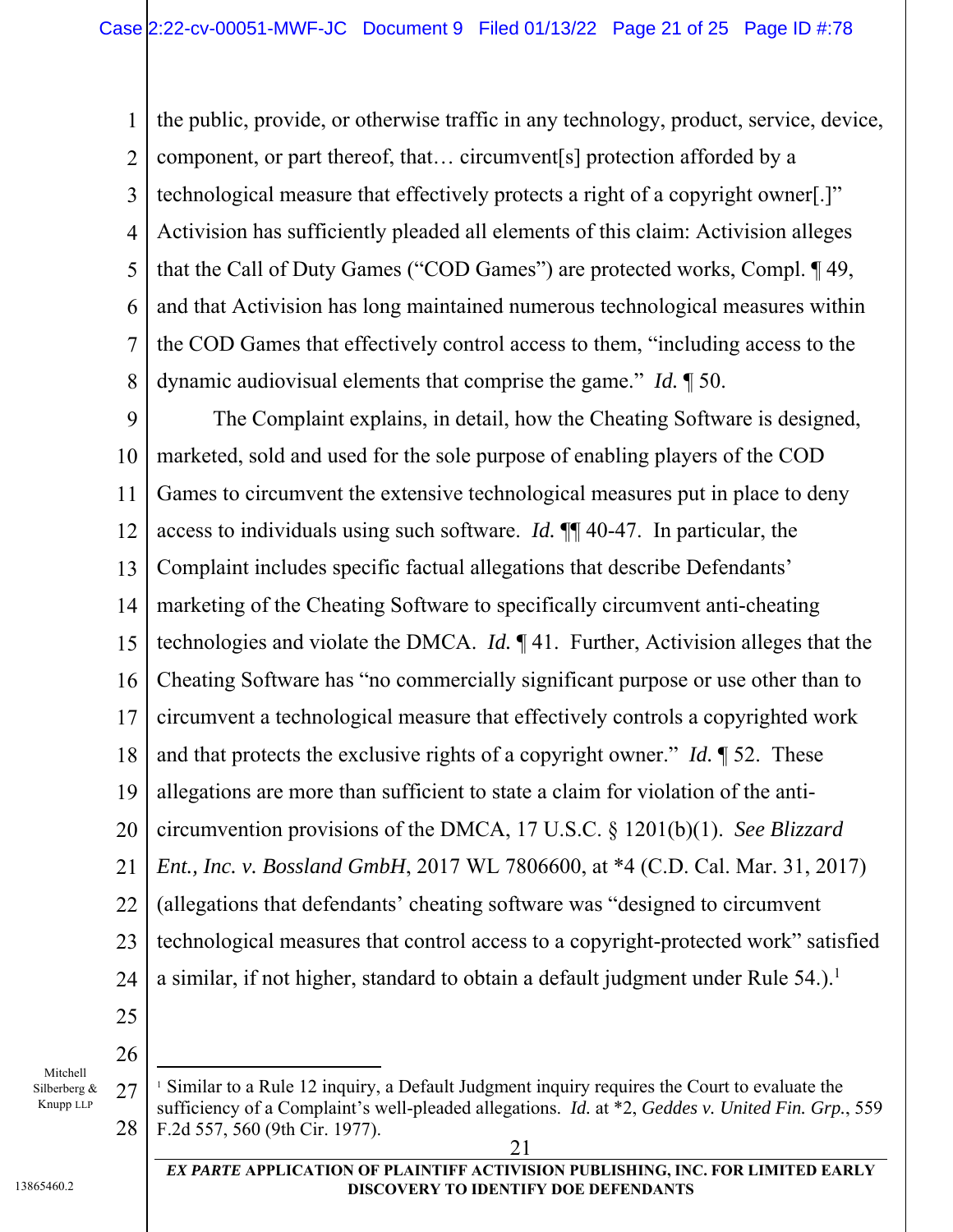the public, provide, or otherwise traffic in any technology, product, service, device, component, or part thereof, that… circumvent[s] protection afforded by a technological measure that effectively protects a right of a copyright owner[.]" Activision has sufficiently pleaded all elements of this claim: Activision alleges that the Call of Duty Games ("COD Games") are protected works, Compl. ¶ 49, and that Activision has long maintained numerous technological measures within the COD Games that effectively control access to them, "including access to the dynamic audiovisual elements that comprise the game." *Id.* ¶ 50.

The Complaint explains, in detail, how the Cheating Software is designed, marketed, sold and used for the sole purpose of enabling players of the COD Games to circumvent the extensive technological measures put in place to deny access to individuals using such software. *Id.* ¶¶ 40-47. In particular, the Complaint includes specific factual allegations that describe Defendants' marketing of the Cheating Software to specifically circumvent anti-cheating technologies and violate the DMCA. *Id.* ¶ 41. Further, Activision alleges that the Cheating Software has "no commercially significant purpose or use other than to circumvent a technological measure that effectively controls a copyrighted work and that protects the exclusive rights of a copyright owner." *Id.* ¶ 52. These allegations are more than sufficient to state a claim for violation of the anti-circumvention provisions of the DMCA, 17 U.S.C. § 1201(b)(1). *See Blizzard Ent., Inc. v. Bossland GmbH*, 2017 WL 7806600, at *4 (C.D. Cal. Mar. 31, 2017) (allegations that defendants' cheating software was "designed to circumvent technological measures that control access to a copyright-protected work" satisfied a similar, if not higher, standard to obtain a default judgment under Rule 54.).[1]

---

[1] Similar to a Rule 12 inquiry, a Default Judgment inquiry requires the Court to evaluate the sufficiency of a Complaint's well-pleaded allegations. *Id.* at *2, *Geddes v. United Fin. Grp.*, 559 F.2d 557, 560 (9th Cir. 1977).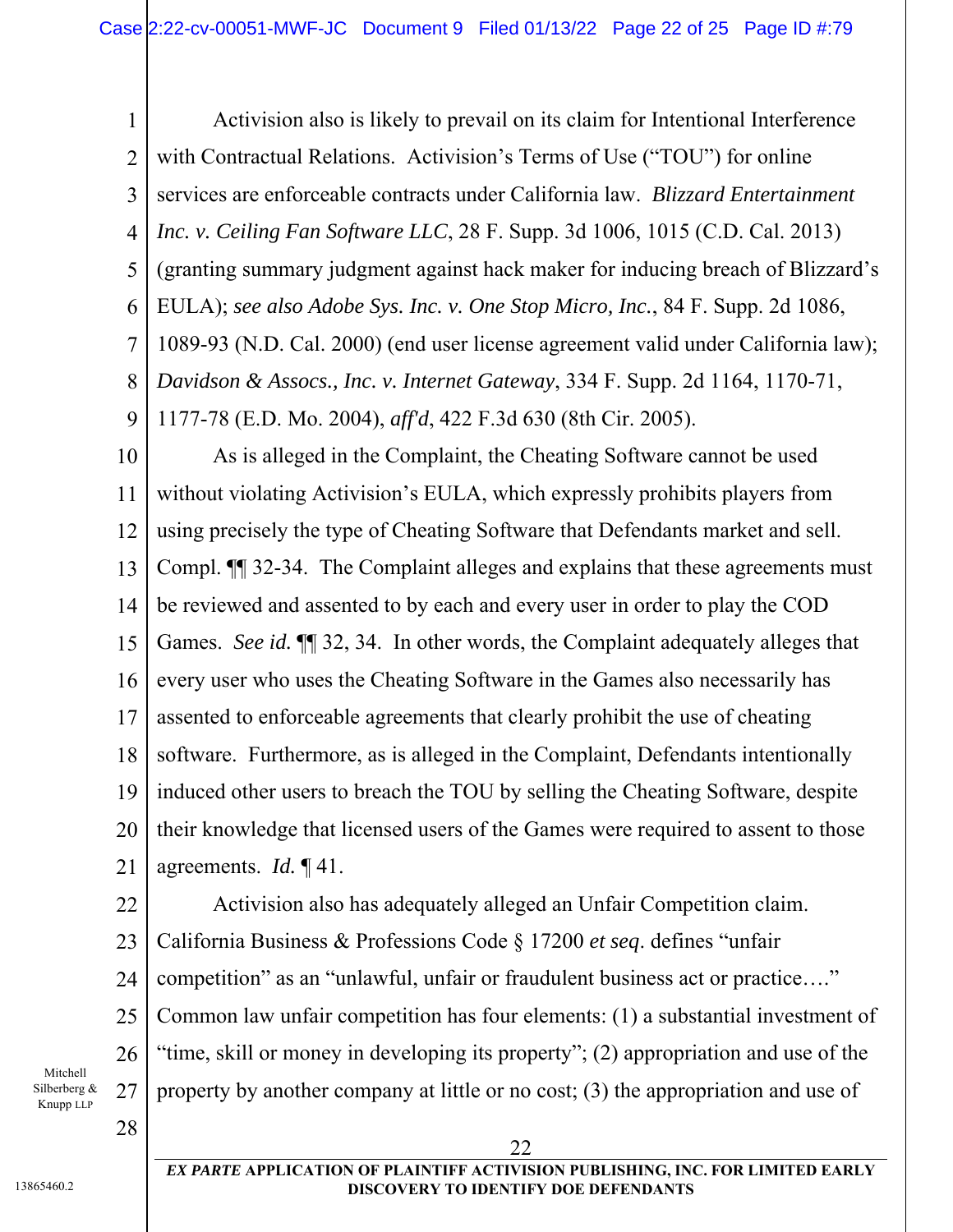Activision also is likely to prevail on its claim for Intentional Interference with Contractual Relations. Activision's Terms of Use ("TOU") for online services are enforceable contracts under California law. *Blizzard Entertainment Inc. v. Ceiling Fan Software LLC*, 28 F. Supp. 3d 1006, 1015 (C.D. Cal. 2013) (granting summary judgment against hack maker for inducing breach of Blizzard's EULA); *see also Adobe Sys. Inc. v. One Stop Micro, Inc.*, 84 F. Supp. 2d 1086, 1089-93 (N.D. Cal. 2000) (end user license agreement valid under California law); *Davidson & Assocs., Inc. v. Internet Gateway*, 334 F. Supp. 2d 1164, 1170-71, 1177-78 (E.D. Mo. 2004), *aff'd*, 422 F.3d 630 (8th Cir. 2005).

As is alleged in the Complaint, the Cheating Software cannot be used without violating Activision's EULA, which expressly prohibits players from using precisely the type of Cheating Software that Defendants market and sell. Compl. ¶¶ 32-34. The Complaint alleges and explains that these agreements must be reviewed and assented to by each and every user in order to play the COD Games. *See id.* ¶¶ 32, 34. In other words, the Complaint adequately alleges that every user who uses the Cheating Software in the Games also necessarily has assented to enforceable agreements that clearly prohibit the use of cheating software. Furthermore, as is alleged in the Complaint, Defendants intentionally induced other users to breach the TOU by selling the Cheating Software, despite their knowledge that licensed users of the Games were required to assent to those agreements. *Id.* ¶ 41.

Activision also has adequately alleged an Unfair Competition claim. California Business & Professions Code § 17200 *et seq*. defines "unfair competition" as an "unlawful, unfair or fraudulent business act or practice…." Common law unfair competition has four elements: (1) a substantial investment of "time, skill or money in developing its property"; (2) appropriation and use of the property by another company at little or no cost; (3) the appropriation and use of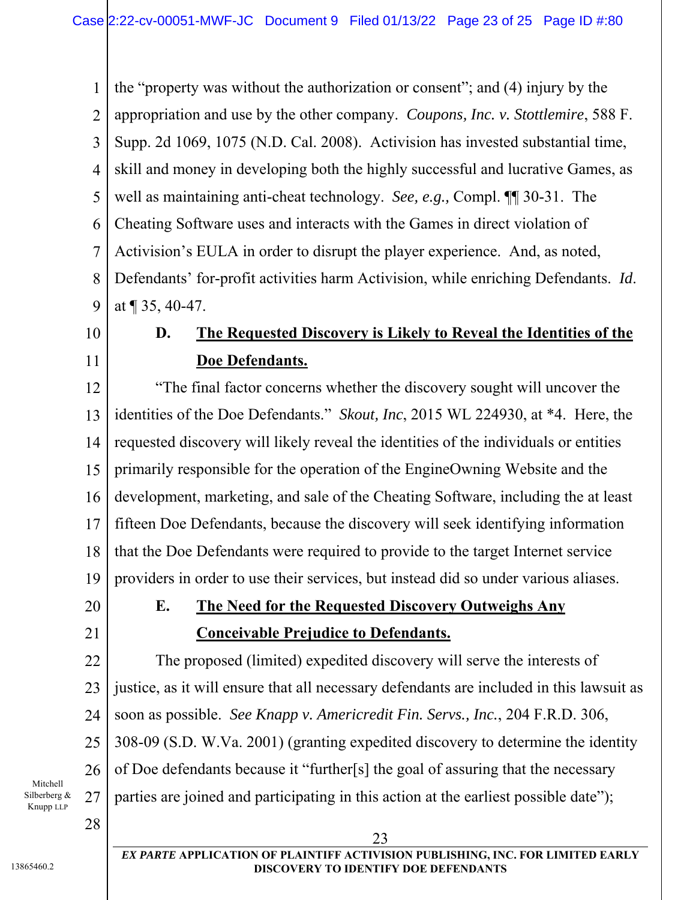the "property was without the authorization or consent"; and (4) injury by the appropriation and use by the other company. *Coupons, Inc. v. Stottlemire*, 588 F. Supp. 2d 1069, 1075 (N.D. Cal. 2008). Activision has invested substantial time, skill and money in developing both the highly successful and lucrative Games, as well as maintaining anti-cheat technology. *See, e.g.,* Compl. ¶¶ 30-31. The Cheating Software uses and interacts with the Games in direct violation of Activision's EULA in order to disrupt the player experience. And, as noted, Defendants' for-profit activities harm Activision, while enriching Defendants. *Id*. at ¶ 35, 40-47.

### D. <u>The Requested Discovery is Likely to Reveal the Identities of the Doe Defendants.</u>

"The final factor concerns whether the discovery sought will uncover the identities of the Doe Defendants." *Skout, Inc*, 2015 WL 224930, at *4. Here, the requested discovery will likely reveal the identities of the individuals or entities primarily responsible for the operation of the EngineOwning Website and the development, marketing, and sale of the Cheating Software, including the at least fifteen Doe Defendants, because the discovery will seek identifying information that the Doe Defendants were required to provide to the target Internet service providers in order to use their services, but instead did so under various aliases.

### E. <u>The Need for the Requested Discovery Outweighs Any Conceivable Prejudice to Defendants.</u>

The proposed (limited) expedited discovery will serve the interests of justice, as it will ensure that all necessary defendants are included in this lawsuit as soon as possible. *See Knapp v. Americredit Fin. Servs., Inc.*, 204 F.R.D. 306, 308-09 (S.D. W.Va. 2001) (granting expedited discovery to determine the identity of Doe defendants because it "further[s] the goal of assuring that the necessary parties are joined and participating in this action at the earliest possible date");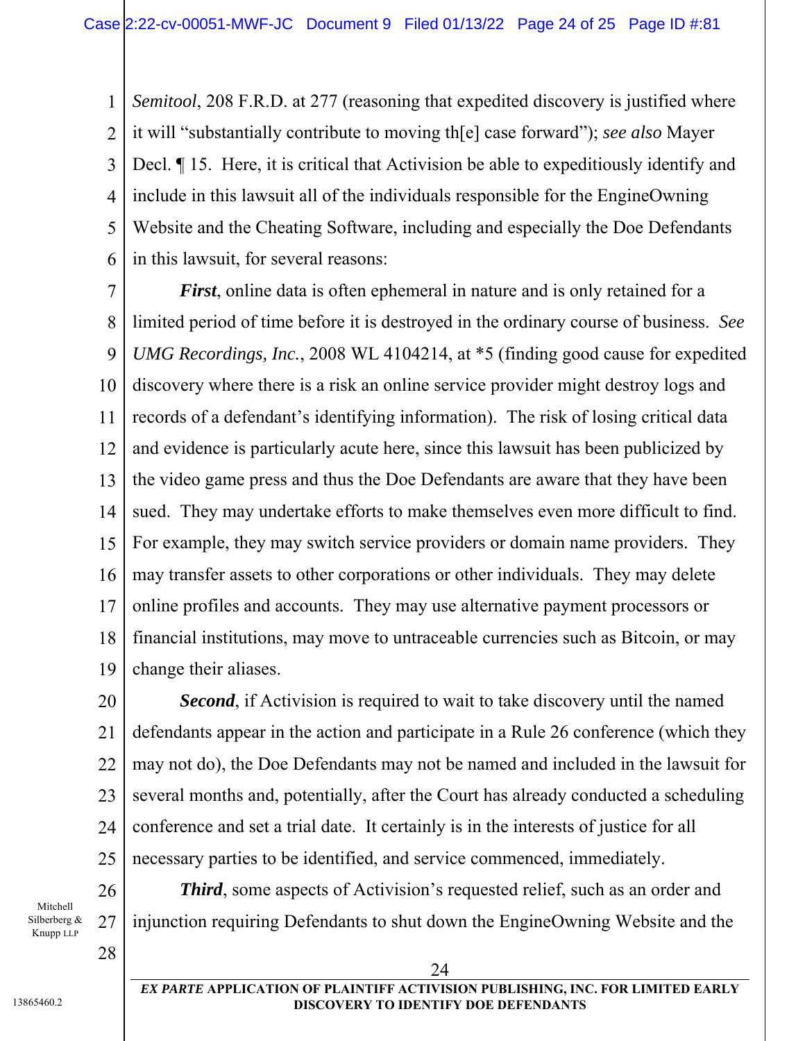*Semitool*, 208 F.R.D. at 277 (reasoning that expedited discovery is justified where it will "substantially contribute to moving th[e] case forward"); *see also* Mayer Decl. ¶ 15. Here, it is critical that Activision be able to expeditiously identify and include in this lawsuit all of the individuals responsible for the EngineOwning Website and the Cheating Software, including and especially the Doe Defendants in this lawsuit, for several reasons:

***First***, online data is often ephemeral in nature and is only retained for a limited period of time before it is destroyed in the ordinary course of business. *See UMG Recordings, Inc.*, 2008 WL 4104214, at *5 (finding good cause for expedited discovery where there is a risk an online service provider might destroy logs and records of a defendant's identifying information). The risk of losing critical data and evidence is particularly acute here, since this lawsuit has been publicized by the video game press and thus the Doe Defendants are aware that they have been sued. They may undertake efforts to make themselves even more difficult to find. For example, they may switch service providers or domain name providers. They may transfer assets to other corporations or other individuals. They may delete online profiles and accounts. They may use alternative payment processors or financial institutions, may move to untraceable currencies such as Bitcoin, or may change their aliases.

***Second***, if Activision is required to wait to take discovery until the named defendants appear in the action and participate in a Rule 26 conference (which they may not do), the Doe Defendants may not be named and included in the lawsuit for several months and, potentially, after the Court has already conducted a scheduling conference and set a trial date. It certainly is in the interests of justice for all necessary parties to be identified, and service commenced, immediately.

***Third***, some aspects of Activision's requested relief, such as an order and injunction requiring Defendants to shut down the EngineOwning Website and the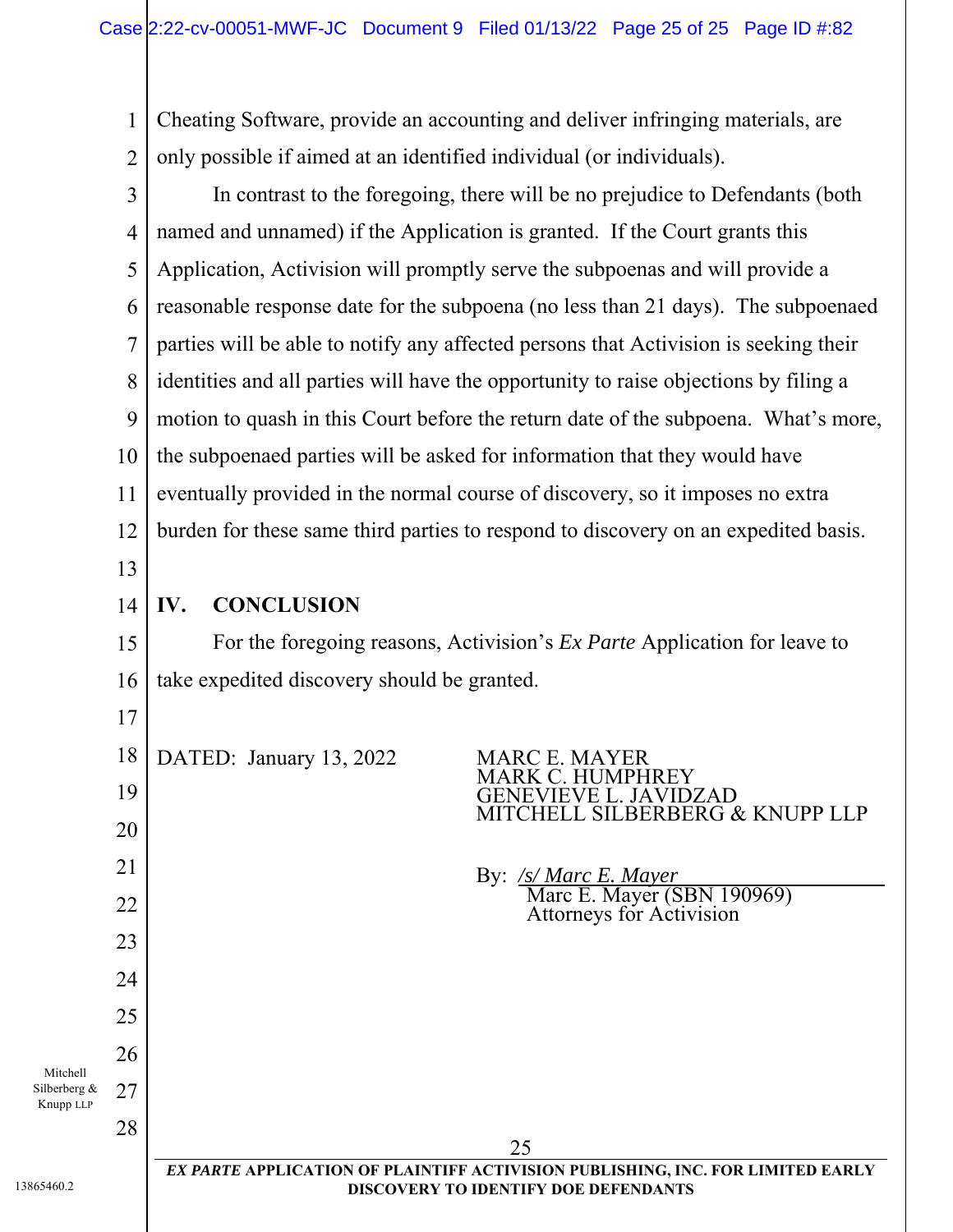Cheating Software, provide an accounting and deliver infringing materials, are only possible if aimed at an identified individual (or individuals).

In contrast to the foregoing, there will be no prejudice to Defendants (both named and unnamed) if the Application is granted. If the Court grants this Application, Activision will promptly serve the subpoenas and will provide a reasonable response date for the subpoena (no less than 21 days). The subpoenaed parties will be able to notify any affected persons that Activision is seeking their identities and all parties will have the opportunity to raise objections by filing a motion to quash in this Court before the return date of the subpoena. What's more, the subpoenaed parties will be asked for information that they would have eventually provided in the normal course of discovery, so it imposes no extra burden for these same third parties to respond to discovery on an expedited basis.

## IV. CONCLUSION

For the foregoing reasons, Activision's *Ex Parte* Application for leave to take expedited discovery should be granted.

DATED: January 13, 2022

MARC E. MAYER
MARK C. HUMPHREY
GENEVIEVE L. JAVIDZAD
MITCHELL SILBERBERG & KNUPP LLP

By: */s/ Marc E. Mayer*
Marc E. Mayer (SBN 190969)
Attorneys for Activision